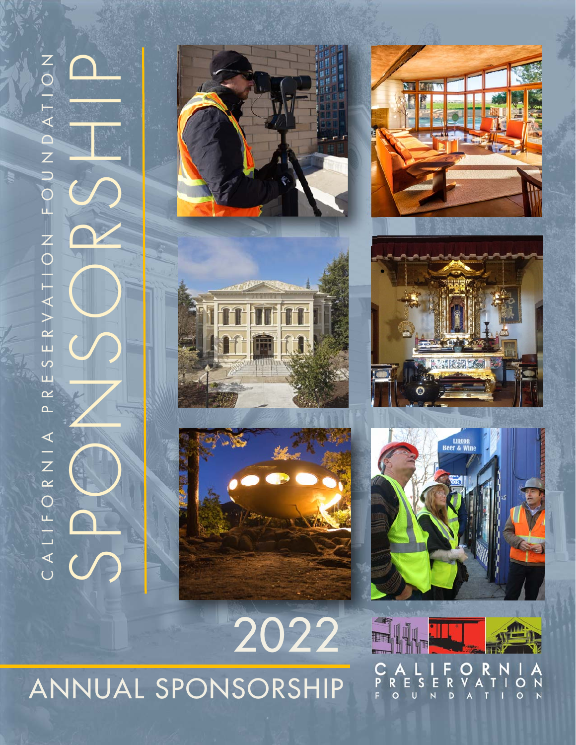CALIFORNIA PRESERVATION FOUNDATION

# SPONSORSHIP

2022

## ANNUAL SPONSORSHIP

CALIFORNIA PRESERVATION FOUNDATION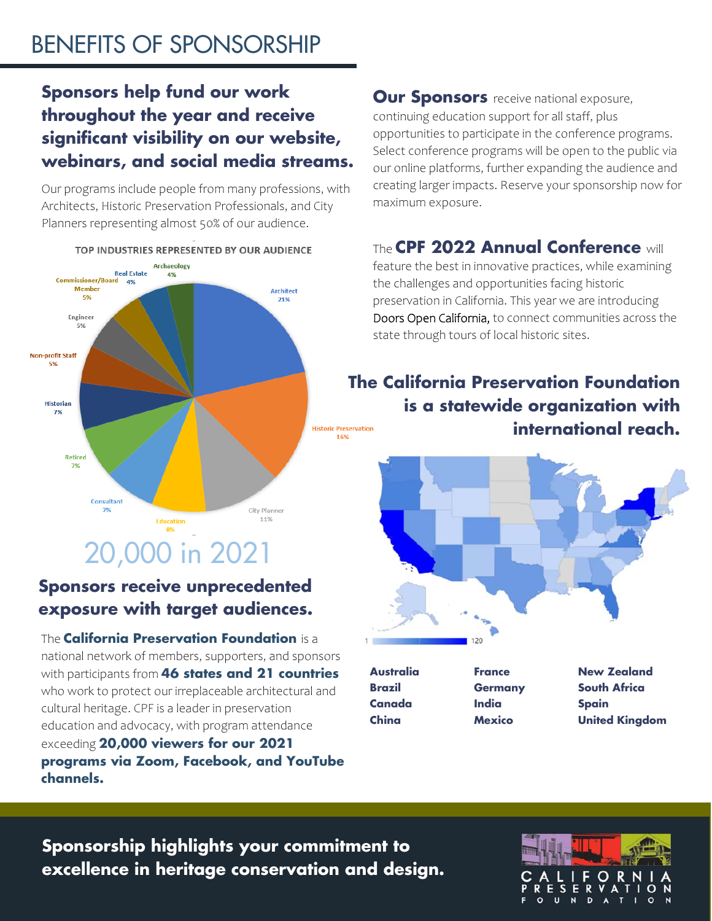# BENEFITS OF SPONSORSHIP

## Sponsors help fund our work throughout the year and receive significant visibility on our website, webinars, and social media streams.

Our programs include people from many professions, with Architects, Historic Preservation Professionals, and City Planners representing almost 50% of our audience.

TOP INDUSTRIES REPRESENTED BY OUR AUDIENCE

| Industry | Share |
|---|---|
| Architect | 21% |
| Historic Preservation | 16% |
| City Planner | 11% |
| Education | 8% |
| Consultant | 7% |
| Retired | 7% |
| Historian | 7% |
| Non-profit Staff | 5% |
| Engineer | 5% |
| Commissioner/Board Member | 5% |
| Real Estate | 4% |
| Archaeology | 4% |

20,000 in 2021

## Sponsors receive unprecedented exposure with target audiences.

The **California Preservation Foundation** is a national network of members, supporters, and sponsors with participants from **46 states and 21 countries** who work to protect our irreplaceable architectural and cultural heritage. CPF is a leader in preservation education and advocacy, with program attendance exceeding **20,000 viewers for our 2021 programs via Zoom, Facebook, and YouTube channels.**

**Our Sponsors** receive national exposure, continuing education support for all staff, plus opportunities to participate in the conference programs. Select conference programs will be open to the public via our online platforms, further expanding the audience and creating larger impacts. Reserve your sponsorship now for maximum exposure.

The **CPF 2022 Annual Conference** will feature the best in innovative practices, while examining the challenges and opportunities facing historic preservation in California. This year we are introducing Doors Open California, to connect communities across the state through tours of local historic sites.

## The California Preservation Foundation is a statewide organization with international reach.

1 — 120

| | | |
|---|---|---|
| **Australia** | **France** | **New Zealand** |
| **Brazil** | **Germany** | **South Africa** |
| **Canada** | **India** | **Spain** |
| **China** | **Mexico** | **United Kingdom** |

**Sponsorship highlights your commitment to excellence in heritage conservation and design.**

CALIFORNIA PRESERVATION FOUNDATION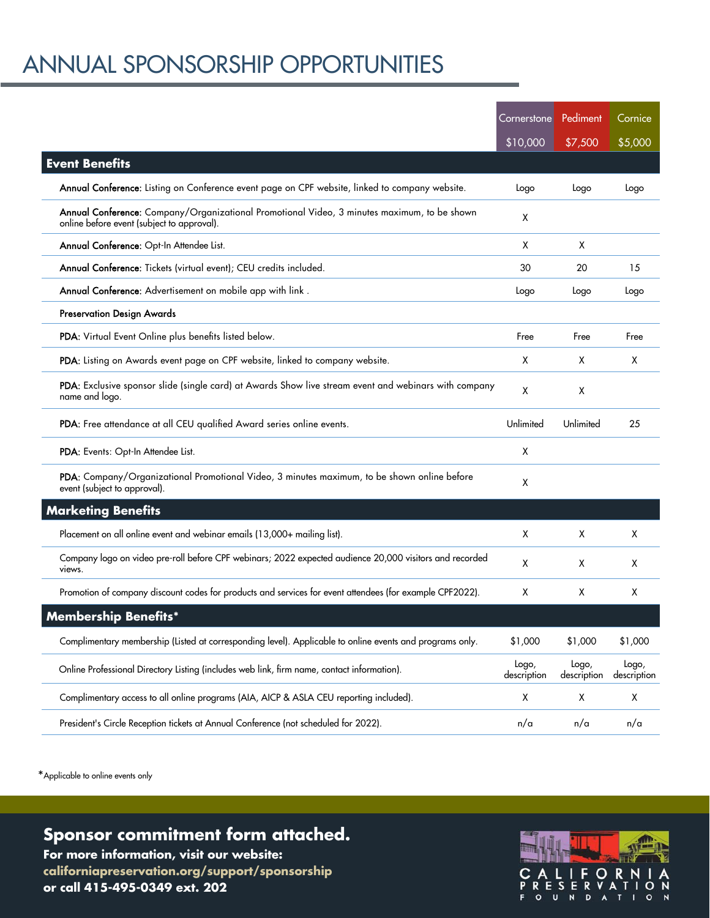# ANNUAL SPONSORSHIP OPPORTUNITIES

| | Cornerstone $10,000 | Pediment $7,500 | Cornice $5,000 |
|---|---|---|---|
| **Event Benefits** | | | |
| **Annual Conference**: Listing on Conference event page on CPF website, linked to company website. | Logo | Logo | Logo |
| **Annual Conference**: Company/Organizational Promotional Video, 3 minutes maximum, to be shown online before event (subject to approval). | X | | |
| **Annual Conference**: Opt-In Attendee List. | X | X | |
| **Annual Conference**: Tickets (virtual event); CEU credits included. | 30 | 20 | 15 |
| **Annual Conference**: Advertisement on mobile app with link . | Logo | Logo | Logo |
| **Preservation Design Awards** | | | |
| **PDA**: Virtual Event Online plus benefits listed below. | Free | Free | Free |
| **PDA**: Listing on Awards event page on CPF website, linked to company website. | X | X | X |
| **PDA**: Exclusive sponsor slide (single card) at Awards Show live stream event and webinars with company name and logo. | X | X | |
| **PDA**: Free attendance at all CEU qualified Award series online events. | Unlimited | Unlimited | 25 |
| **PDA**: Events: Opt-In Attendee List. | X | | |
| **PDA**: Company/Organizational Promotional Video, 3 minutes maximum, to be shown online before event (subject to approval). | X | | |
| **Marketing Benefits** | | | |
| Placement on all online event and webinar emails (13,000+ mailing list). | X | X | X |
| Company logo on video pre-roll before CPF webinars; 2022 expected audience 20,000 visitors and recorded views. | X | X | X |
| Promotion of company discount codes for products and services for event attendees (for example CPF2022). | X | X | X |
| **Membership Benefits*** | | | |
| Complimentary membership (Listed at corresponding level). Applicable to online events and programs only. | $1,000 | $1,000 | $1,000 |
| Online Professional Directory Listing (includes web link, firm name, contact information). | Logo, description | Logo, description | Logo, description |
| Complimentary access to all online programs (AIA, AICP & ASLA CEU reporting included). | X | X | X |
| President's Circle Reception tickets at Annual Conference (not scheduled for 2022). | n/a | n/a | n/a |

*Applicable to online events only

**Sponsor commitment form attached.**

**For more information, visit our website:**
**californiapreservation.org/support/sponsorship**
**or call 415-495-0349 ext. 202**

CALIFORNIA PRESERVATION FOUNDATION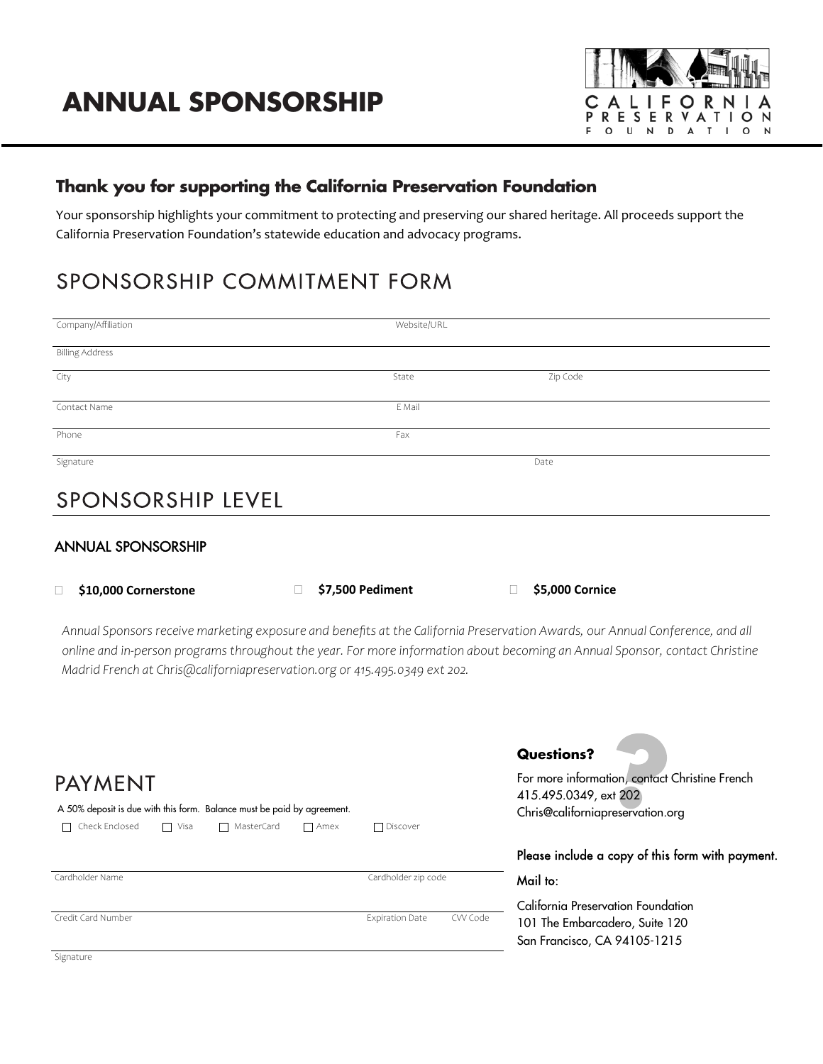# ANNUAL SPONSORSHIP

CALIFORNIA PRESERVATION FOUNDATION

## Thank you for supporting the California Preservation Foundation

Your sponsorship highlights your commitment to protecting and preserving our shared heritage. All proceeds support the California Preservation Foundation's statewide education and advocacy programs.

## SPONSORSHIP COMMITMENT FORM

Company/Affiliation _______________ Website/URL _______________

Billing Address _______________

City _______________ State _______________ Zip Code _______________

Contact Name _______________ E Mail _______________

Phone _______________ Fax _______________

Signature _______________ Date _______________

## SPONSORSHIP LEVEL

### ANNUAL SPONSORSHIP

- ☐ **$10,000 Cornerstone**
- ☐ **$7,500 Pediment**
- ☐ **$5,000 Cornice**

*Annual Sponsors receive marketing exposure and benefits at the California Preservation Awards, our Annual Conference, and all online and in-person programs throughout the year. For more information about becoming an Annual Sponsor, contact Christine Madrid French at Chris@californiapreservation.org or 415.495.0349 ext 202.*

## PAYMENT

A 50% deposit is due with this form. Balance must be paid by agreement.

☐ Check Enclosed ☐ Visa ☐ MasterCard ☐ Amex ☐ Discover

Cardholder Name _______________ Cardholder zip code _______________

Credit Card Number _______________ Expiration Date _______________ CVV Code _______________

Signature _______________

**Questions?**

For more information, contact Christine French
415.495.0349, ext 202
Chris@californiapreservation.org

**Please include a copy of this form with payment.**

**Mail to:**

California Preservation Foundation
101 The Embarcadero, Suite 120
San Francisco, CA 94105-1215